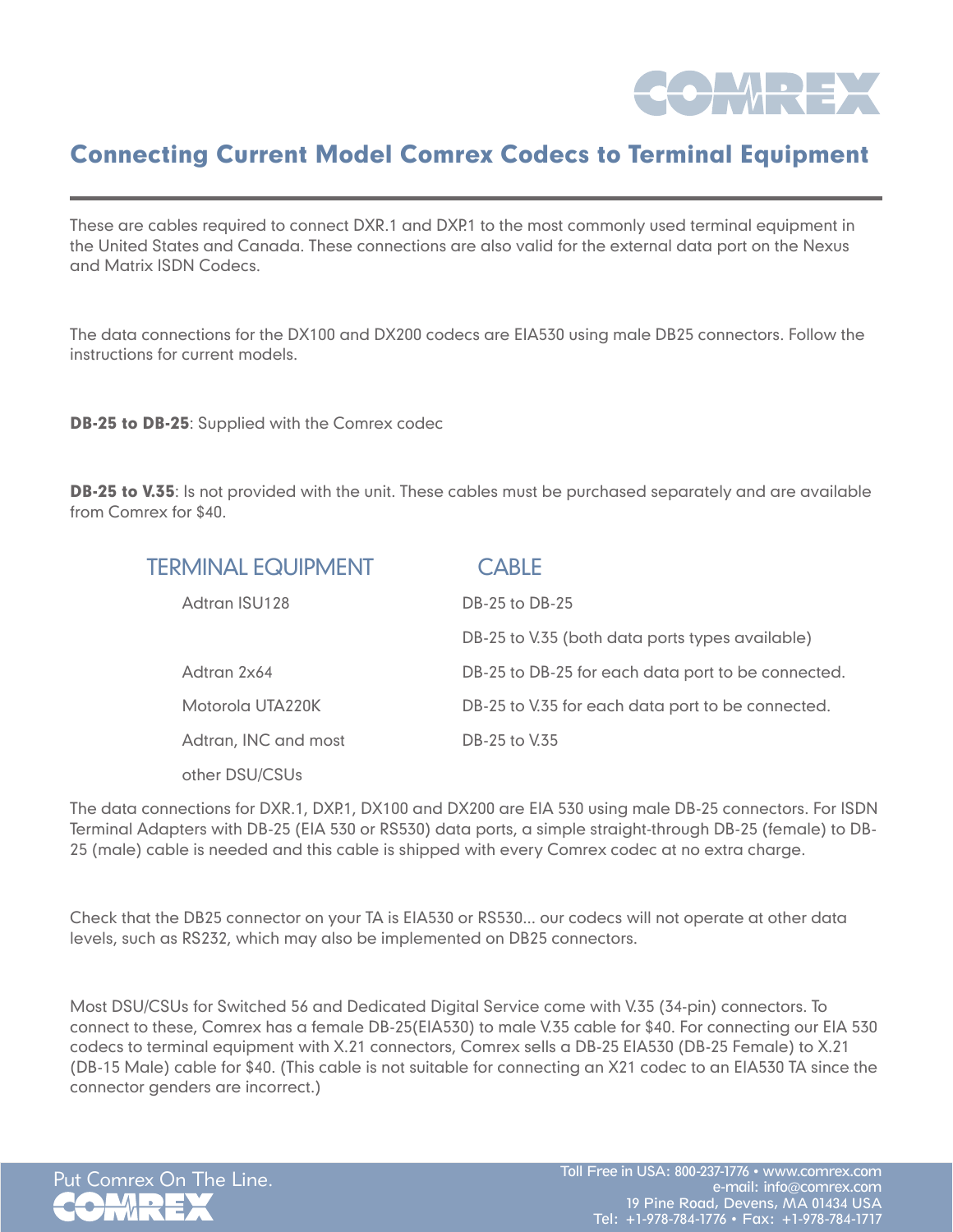# Connecting Current Model Comrex Codecs to Terminal Equipment

These are cables required to connect DXR.1 and DXP.1 to the most commonly used terminal equipment in the United States and Canada. These connections are also valid for the external data port on the Nexus and Matrix ISDN Codecs.

The data connections for the DX100 and DX200 codecs are EIA530 using male DB25 connectors. Follow the instructions for current models.

**DB-25 to DB-25**: Supplied with the Comrex codec

**DB-25 to V.35**: Is not provided with the unit. These cables must be purchased separately and are available from Comrex for $40.

| TERMINAL EQUIPMENT | CABLE |
|---|---|
| Adtran ISU128 | DB-25 to DB-25 |
| | DB-25 to V.35 (both data ports types available) |
| Adtran 2x64 | DB-25 to DB-25 for each data port to be connected. |
| Motorola UTA220K | DB-25 to V.35 for each data port to be connected. |
| Adtran, INC and most other DSU/CSUs | DB-25 to V.35 |

The data connections for DXR.1, DXP.1, DX100 and DX200 are EIA 530 using male DB-25 connectors. For ISDN Terminal Adapters with DB-25 (EIA 530 or RS530) data ports, a simple straight-through DB-25 (female) to DB-25 (male) cable is needed and this cable is shipped with every Comrex codec at no extra charge.

Check that the DB25 connector on your TA is EIA530 or RS530... our codecs will not operate at other data levels, such as RS232, which may also be implemented on DB25 connectors.

Most DSU/CSUs for Switched 56 and Dedicated Digital Service come with V.35 (34-pin) connectors. To connect to these, Comrex has a female DB-25(EIA530) to male V.35 cable for $40. For connecting our EIA 530 codecs to terminal equipment with X.21 connectors, Comrex sells a DB-25 EIA530 (DB-25 Female) to X.21 (DB-15 Male) cable for $40. (This cable is not suitable for connecting an X21 codec to an EIA530 TA since the connector genders are incorrect.)

Put Comrex On The Line.

Toll Free in USA: 800-237-1776 • www.comrex.com
e-mail: info@comrex.com
19 Pine Road, Devens, MA 01434 USA
Tel: +1-978-784-1776 • Fax: +1-978-784-1717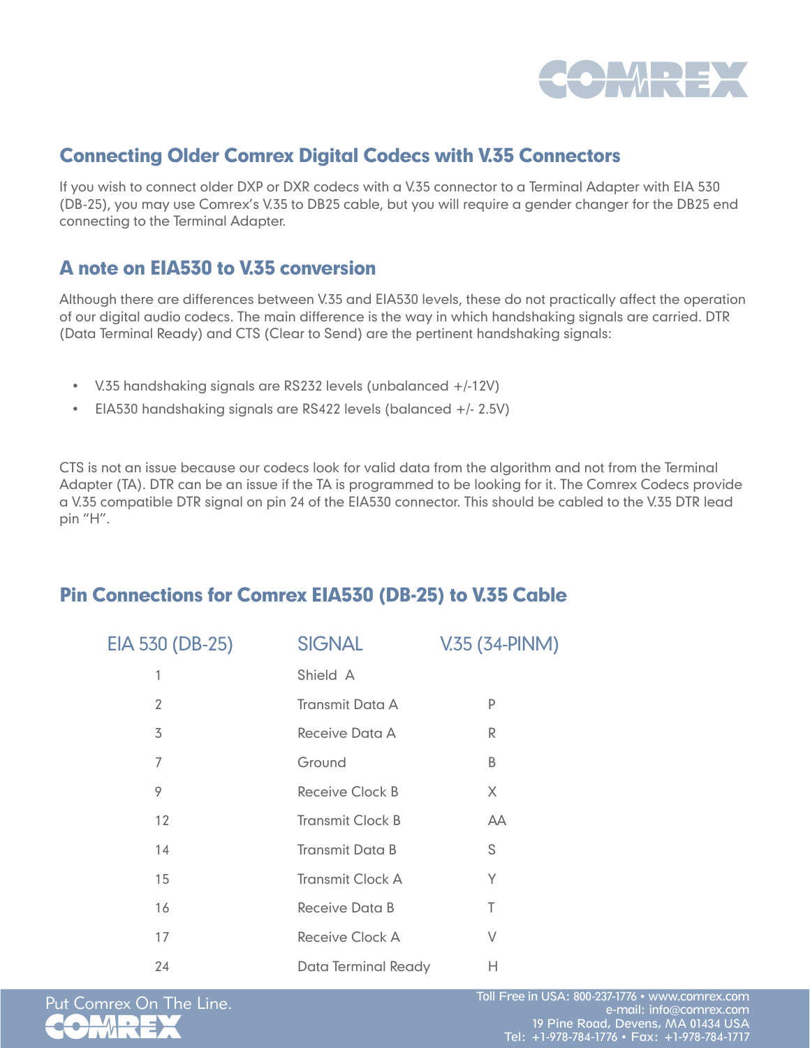## Connecting Older Comrex Digital Codecs with V.35 Connectors

If you wish to connect older DXP or DXR codecs with a V.35 connector to a Terminal Adapter with EIA 530 (DB-25), you may use Comrex's V.35 to DB25 cable, but you will require a gender changer for the DB25 end connecting to the Terminal Adapter.

## A note on EIA530 to V.35 conversion

Although there are differences between V.35 and EIA530 levels, these do not practically affect the operation of our digital audio codecs. The main difference is the way in which handshaking signals are carried. DTR (Data Terminal Ready) and CTS (Clear to Send) are the pertinent handshaking signals:

- V.35 handshaking signals are RS232 levels (unbalanced +/-12V)
- EIA530 handshaking signals are RS422 levels (balanced +/- 2.5V)

CTS is not an issue because our codecs look for valid data from the algorithm and not from the Terminal Adapter (TA). DTR can be an issue if the TA is programmed to be looking for it. The Comrex Codecs provide a V.35 compatible DTR signal on pin 24 of the EIA530 connector. This should be cabled to the V.35 DTR lead pin "H".

## Pin Connections for Comrex EIA530 (DB-25) to V.35 Cable

| EIA 530 (DB-25) | SIGNAL | V.35 (34-PINM) |
|---|---|---|
| 1 | Shield A | |
| 2 | Transmit Data A | P |
| 3 | Receive Data A | R |
| 7 | Ground | B |
| 9 | Receive Clock B | X |
| 12 | Transmit Clock B | AA |
| 14 | Transmit Data B | S |
| 15 | Transmit Clock A | Y |
| 16 | Receive Data B | T |
| 17 | Receive Clock A | V |
| 24 | Data Terminal Ready | H |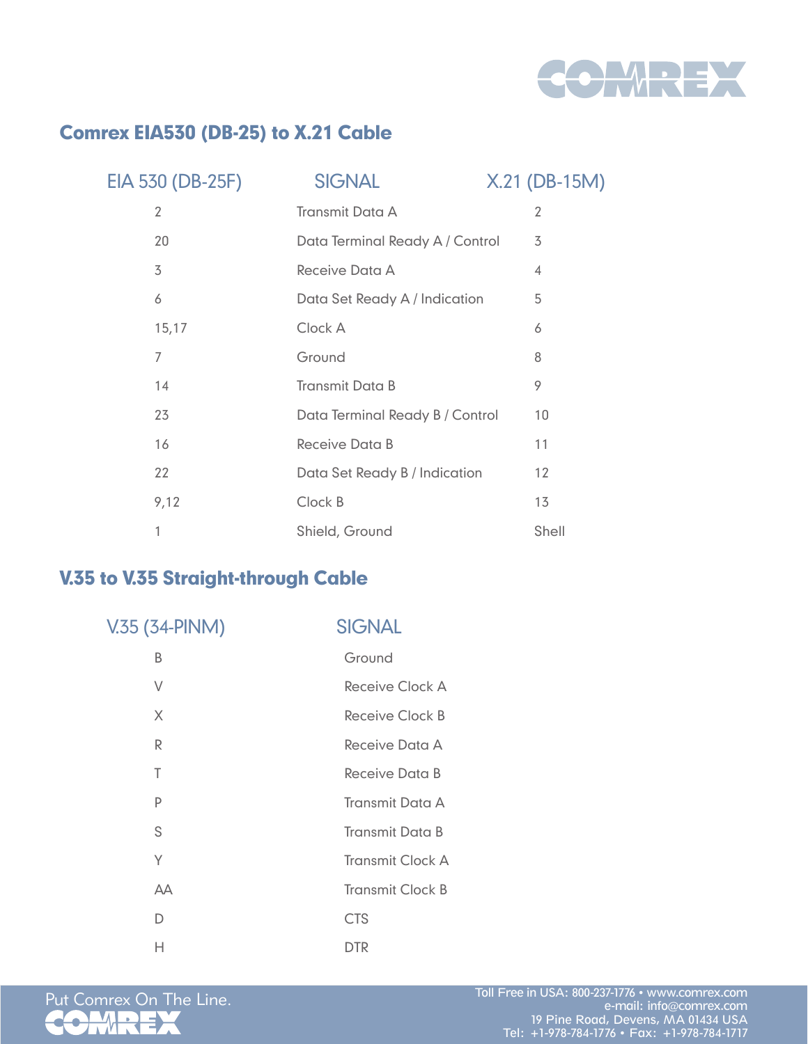## Comrex EIA530 (DB-25) to X.21 Cable

| EIA 530 (DB-25F) | SIGNAL | X.21 (DB-15M) |
|---|---|---|
| 2 | Transmit Data A | 2 |
| 20 | Data Terminal Ready A / Control | 3 |
| 3 | Receive Data A | 4 |
| 6 | Data Set Ready A / Indication | 5 |
| 15,17 | Clock A | 6 |
| 7 | Ground | 8 |
| 14 | Transmit Data B | 9 |
| 23 | Data Terminal Ready B / Control | 10 |
| 16 | Receive Data B | 11 |
| 22 | Data Set Ready B / Indication | 12 |
| 9,12 | Clock B | 13 |
| 1 | Shield, Ground | Shell |

## V.35 to V.35 Straight-through Cable

| V.35 (34-PINM) | SIGNAL |
|---|---|
| B | Ground |
| V | Receive Clock A |
| X | Receive Clock B |
| R | Receive Data A |
| T | Receive Data B |
| P | Transmit Data A |
| S | Transmit Data B |
| Y | Transmit Clock A |
| AA | Transmit Clock B |
| D | CTS |
| H | DTR |

Put Comrex On The Line.

Toll Free in USA: 800-237-1776 • www.comrex.com
e-mail: info@comrex.com
19 Pine Road, Devens, MA 01434 USA
Tel: +1-978-784-1776 • Fax: +1-978-784-1717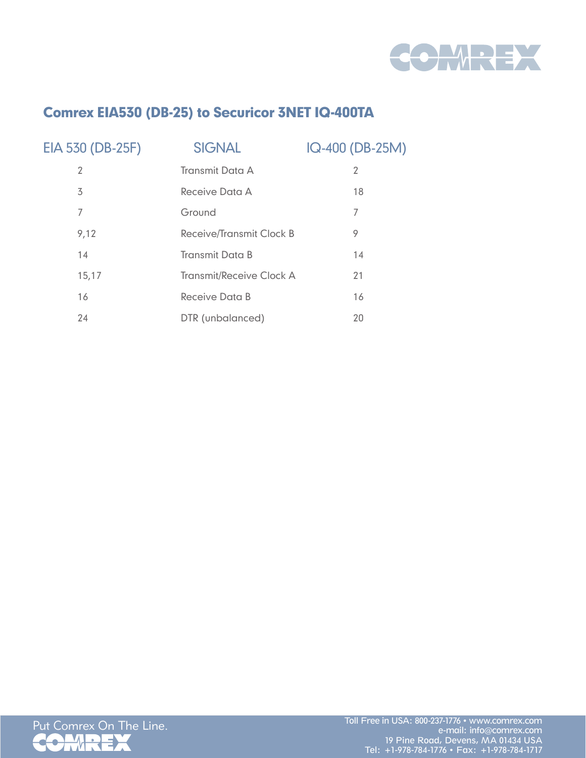## Comrex EIA530 (DB-25) to Securicor 3NET IQ-400TA

| EIA 530 (DB-25F) | SIGNAL | IQ-400 (DB-25M) |
|---|---|---|
| 2 | Transmit Data A | 2 |
| 3 | Receive Data A | 18 |
| 7 | Ground | 7 |
| 9,12 | Receive/Transmit Clock B | 9 |
| 14 | Transmit Data B | 14 |
| 15,17 | Transmit/Receive Clock A | 21 |
| 16 | Receive Data B | 16 |
| 24 | DTR (unbalanced) | 20 |